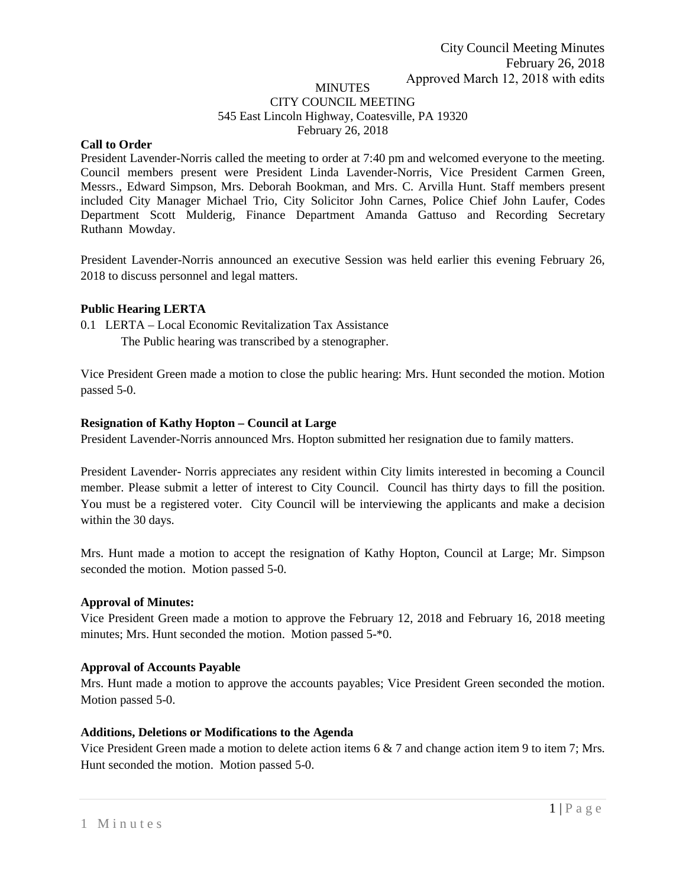City Council Meeting Minutes
February 26, 2018
Approved March 12, 2018 with edits

MINUTES
CITY COUNCIL MEETING
545 East Lincoln Highway, Coatesville, PA 19320
February 26, 2018

**Call to Order**

President Lavender-Norris called the meeting to order at 7:40 pm and welcomed everyone to the meeting. Council members present were President Linda Lavender-Norris, Vice President Carmen Green, Messrs., Edward Simpson, Mrs. Deborah Bookman, and Mrs. C. Arvilla Hunt. Staff members present included City Manager Michael Trio, City Solicitor John Carnes, Police Chief John Laufer, Codes Department Scott Mulderig, Finance Department Amanda Gattuso and Recording Secretary Ruthann Mowday.

President Lavender-Norris announced an executive Session was held earlier this evening February 26, 2018 to discuss personnel and legal matters.

**Public Hearing LERTA**

0.1 LERTA – Local Economic Revitalization Tax Assistance
The Public hearing was transcribed by a stenographer.

Vice President Green made a motion to close the public hearing: Mrs. Hunt seconded the motion. Motion passed 5-0.

**Resignation of Kathy Hopton – Council at Large**

President Lavender-Norris announced Mrs. Hopton submitted her resignation due to family matters.

President Lavender- Norris appreciates any resident within City limits interested in becoming a Council member. Please submit a letter of interest to City Council. Council has thirty days to fill the position. You must be a registered voter. City Council will be interviewing the applicants and make a decision within the 30 days.

Mrs. Hunt made a motion to accept the resignation of Kathy Hopton, Council at Large; Mr. Simpson seconded the motion. Motion passed 5-0.

**Approval of Minutes:**

Vice President Green made a motion to approve the February 12, 2018 and February 16, 2018 meeting minutes; Mrs. Hunt seconded the motion. Motion passed 5-*0.

**Approval of Accounts Payable**

Mrs. Hunt made a motion to approve the accounts payables; Vice President Green seconded the motion. Motion passed 5-0.

**Additions, Deletions or Modifications to the Agenda**

Vice President Green made a motion to delete action items 6 & 7 and change action item 9 to item 7; Mrs. Hunt seconded the motion. Motion passed 5-0.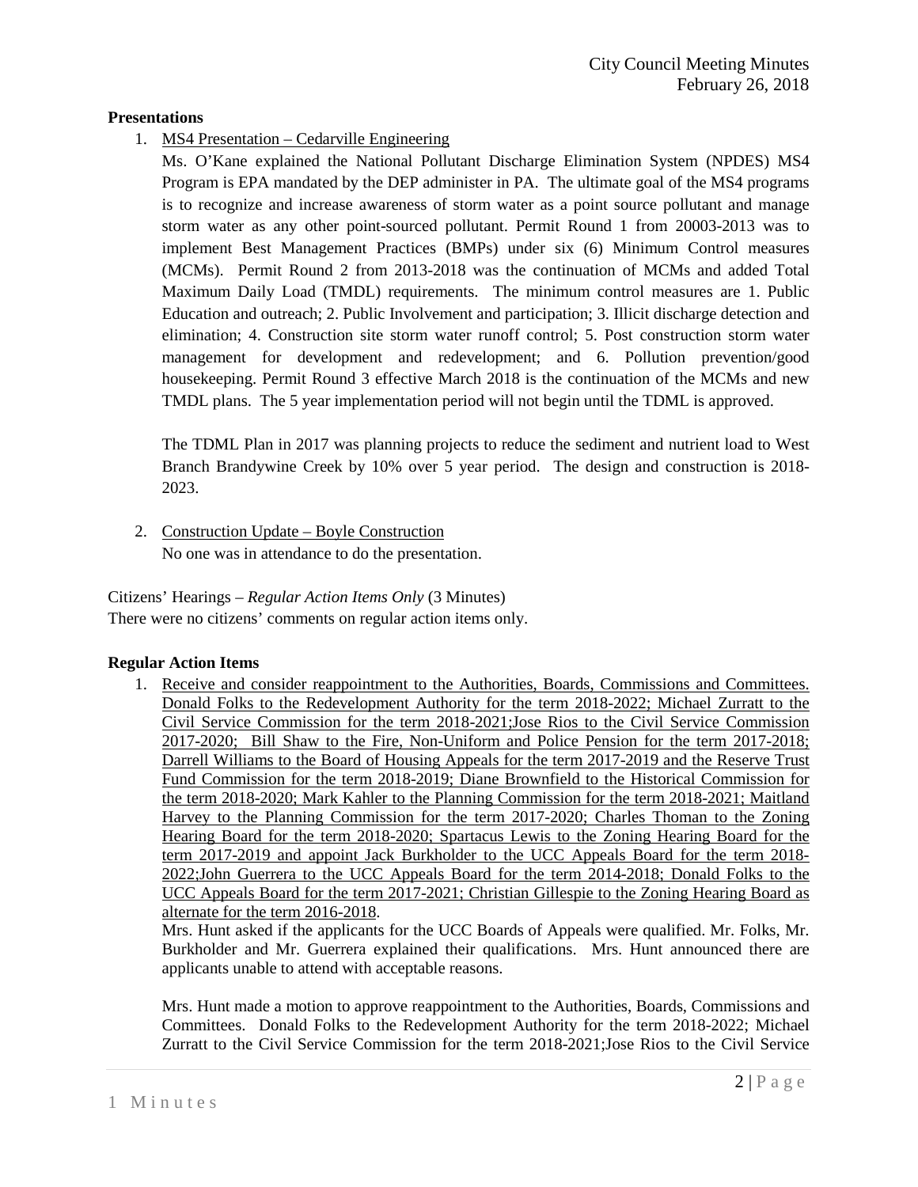**Presentations**

1. MS4 Presentation – Cedarville Engineering

   Ms. O'Kane explained the National Pollutant Discharge Elimination System (NPDES) MS4 Program is EPA mandated by the DEP administer in PA. The ultimate goal of the MS4 programs is to recognize and increase awareness of storm water as a point source pollutant and manage storm water as any other point-sourced pollutant. Permit Round 1 from 20003-2013 was to implement Best Management Practices (BMPs) under six (6) Minimum Control measures (MCMs). Permit Round 2 from 2013-2018 was the continuation of MCMs and added Total Maximum Daily Load (TMDL) requirements. The minimum control measures are 1. Public Education and outreach; 2. Public Involvement and participation; 3. Illicit discharge detection and elimination; 4. Construction site storm water runoff control; 5. Post construction storm water management for development and redevelopment; and 6. Pollution prevention/good housekeeping. Permit Round 3 effective March 2018 is the continuation of the MCMs and new TMDL plans. The 5 year implementation period will not begin until the TDML is approved.

   The TDML Plan in 2017 was planning projects to reduce the sediment and nutrient load to West Branch Brandywine Creek by 10% over 5 year period. The design and construction is 2018-2023.

2. Construction Update – Boyle Construction

   No one was in attendance to do the presentation.

Citizens' Hearings – *Regular Action Items Only* (3 Minutes)
There were no citizens' comments on regular action items only.

**Regular Action Items**

1. Receive and consider reappointment to the Authorities, Boards, Commissions and Committees. Donald Folks to the Redevelopment Authority for the term 2018-2022; Michael Zurratt to the Civil Service Commission for the term 2018-2021;Jose Rios to the Civil Service Commission 2017-2020; Bill Shaw to the Fire, Non-Uniform and Police Pension for the term 2017-2018; Darrell Williams to the Board of Housing Appeals for the term 2017-2019 and the Reserve Trust Fund Commission for the term 2018-2019; Diane Brownfield to the Historical Commission for the term 2018-2020; Mark Kahler to the Planning Commission for the term 2018-2021; Maitland Harvey to the Planning Commission for the term 2017-2020; Charles Thoman to the Zoning Hearing Board for the term 2018-2020; Spartacus Lewis to the Zoning Hearing Board for the term 2017-2019 and appoint Jack Burkholder to the UCC Appeals Board for the term 2018-2022;John Guerrera to the UCC Appeals Board for the term 2014-2018; Donald Folks to the UCC Appeals Board for the term 2017-2021; Christian Gillespie to the Zoning Hearing Board as alternate for the term 2016-2018.

   Mrs. Hunt asked if the applicants for the UCC Boards of Appeals were qualified. Mr. Folks, Mr. Burkholder and Mr. Guerrera explained their qualifications. Mrs. Hunt announced there are applicants unable to attend with acceptable reasons.

   Mrs. Hunt made a motion to approve reappointment to the Authorities, Boards, Commissions and Committees. Donald Folks to the Redevelopment Authority for the term 2018-2022; Michael Zurratt to the Civil Service Commission for the term 2018-2021;Jose Rios to the Civil Service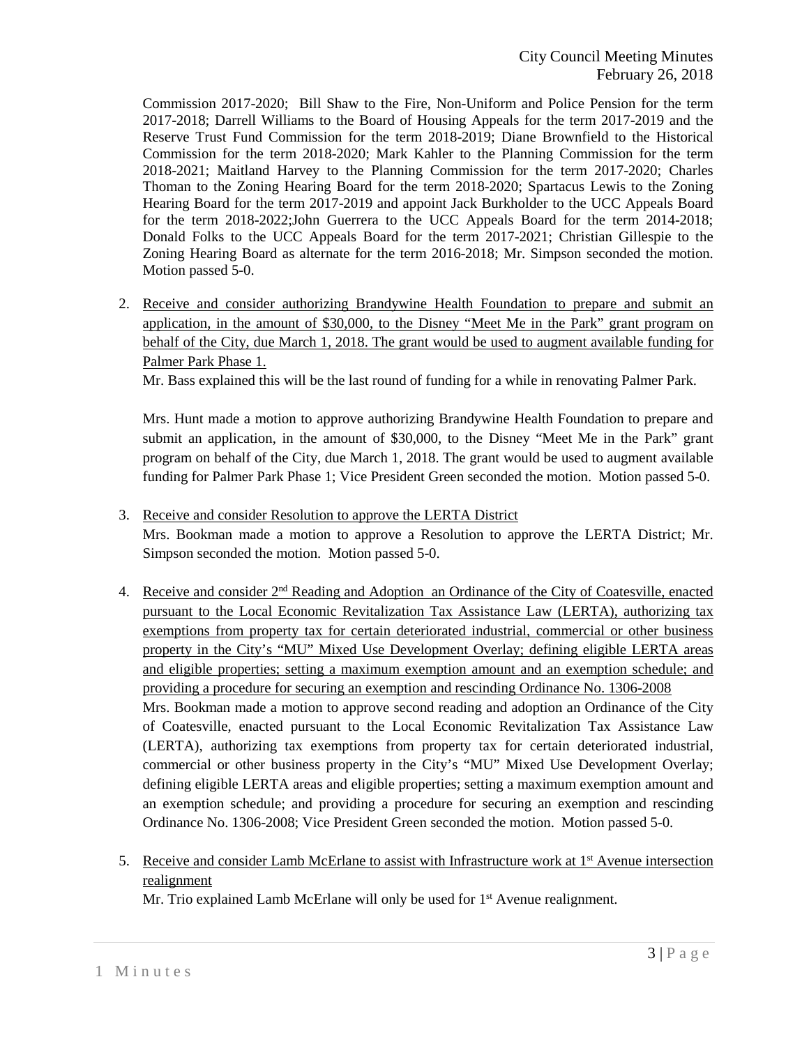Commission 2017-2020; Bill Shaw to the Fire, Non-Uniform and Police Pension for the term 2017-2018; Darrell Williams to the Board of Housing Appeals for the term 2017-2019 and the Reserve Trust Fund Commission for the term 2018-2019; Diane Brownfield to the Historical Commission for the term 2018-2020; Mark Kahler to the Planning Commission for the term 2018-2021; Maitland Harvey to the Planning Commission for the term 2017-2020; Charles Thoman to the Zoning Hearing Board for the term 2018-2020; Spartacus Lewis to the Zoning Hearing Board for the term 2017-2019 and appoint Jack Burkholder to the UCC Appeals Board for the term 2018-2022;John Guerrera to the UCC Appeals Board for the term 2014-2018; Donald Folks to the UCC Appeals Board for the term 2017-2021; Christian Gillespie to the Zoning Hearing Board as alternate for the term 2016-2018; Mr. Simpson seconded the motion. Motion passed 5-0.

2. Receive and consider authorizing Brandywine Health Foundation to prepare and submit an application, in the amount of $30,000, to the Disney "Meet Me in the Park" grant program on behalf of the City, due March 1, 2018. The grant would be used to augment available funding for Palmer Park Phase 1.

   Mr. Bass explained this will be the last round of funding for a while in renovating Palmer Park.

   Mrs. Hunt made a motion to approve authorizing Brandywine Health Foundation to prepare and submit an application, in the amount of $30,000, to the Disney "Meet Me in the Park" grant program on behalf of the City, due March 1, 2018. The grant would be used to augment available funding for Palmer Park Phase 1; Vice President Green seconded the motion. Motion passed 5-0.

3. Receive and consider Resolution to approve the LERTA District

   Mrs. Bookman made a motion to approve a Resolution to approve the LERTA District; Mr. Simpson seconded the motion. Motion passed 5-0.

4. Receive and consider 2nd Reading and Adoption an Ordinance of the City of Coatesville, enacted pursuant to the Local Economic Revitalization Tax Assistance Law (LERTA), authorizing tax exemptions from property tax for certain deteriorated industrial, commercial or other business property in the City's "MU" Mixed Use Development Overlay; defining eligible LERTA areas and eligible properties; setting a maximum exemption amount and an exemption schedule; and providing a procedure for securing an exemption and rescinding Ordinance No. 1306-2008

   Mrs. Bookman made a motion to approve second reading and adoption an Ordinance of the City of Coatesville, enacted pursuant to the Local Economic Revitalization Tax Assistance Law (LERTA), authorizing tax exemptions from property tax for certain deteriorated industrial, commercial or other business property in the City's "MU" Mixed Use Development Overlay; defining eligible LERTA areas and eligible properties; setting a maximum exemption amount and an exemption schedule; and providing a procedure for securing an exemption and rescinding Ordinance No. 1306-2008; Vice President Green seconded the motion. Motion passed 5-0.

5. Receive and consider Lamb McErlane to assist with Infrastructure work at 1st Avenue intersection realignment

   Mr. Trio explained Lamb McErlane will only be used for 1st Avenue realignment.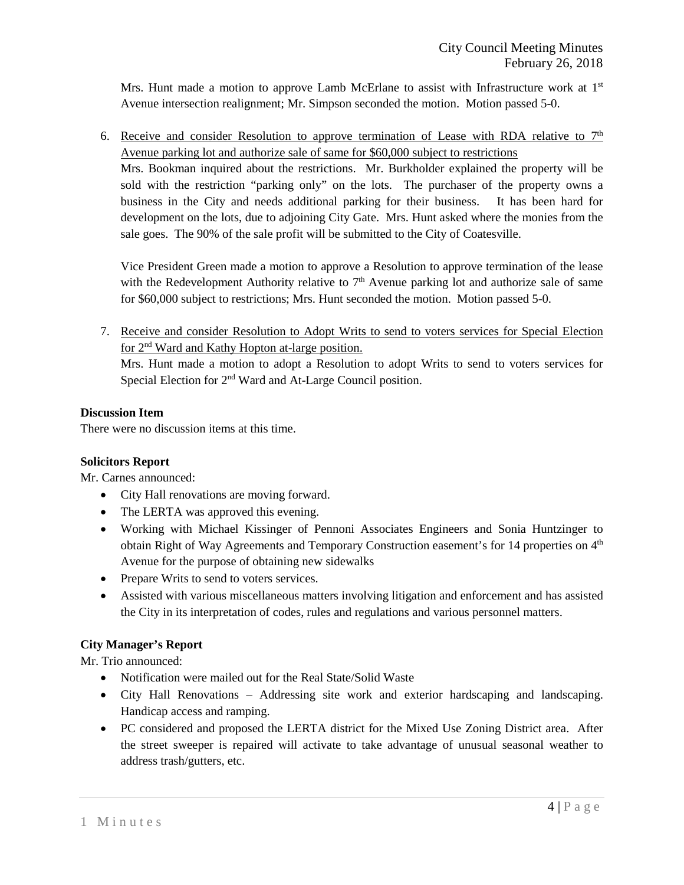Mrs. Hunt made a motion to approve Lamb McErlane to assist with Infrastructure work at 1st Avenue intersection realignment; Mr. Simpson seconded the motion. Motion passed 5-0.

6. Receive and consider Resolution to approve termination of Lease with RDA relative to 7th Avenue parking lot and authorize sale of same for $60,000 subject to restrictions
   Mrs. Bookman inquired about the restrictions. Mr. Burkholder explained the property will be sold with the restriction "parking only" on the lots. The purchaser of the property owns a business in the City and needs additional parking for their business. It has been hard for development on the lots, due to adjoining City Gate. Mrs. Hunt asked where the monies from the sale goes. The 90% of the sale profit will be submitted to the City of Coatesville.

   Vice President Green made a motion to approve a Resolution to approve termination of the lease with the Redevelopment Authority relative to 7th Avenue parking lot and authorize sale of same for $60,000 subject to restrictions; Mrs. Hunt seconded the motion. Motion passed 5-0.

7. Receive and consider Resolution to Adopt Writs to send to voters services for Special Election for 2nd Ward and Kathy Hopton at-large position.
   Mrs. Hunt made a motion to adopt a Resolution to adopt Writs to send to voters services for Special Election for 2nd Ward and At-Large Council position.

**Discussion Item**

There were no discussion items at this time.

**Solicitors Report**

Mr. Carnes announced:

- City Hall renovations are moving forward.
- The LERTA was approved this evening.
- Working with Michael Kissinger of Pennoni Associates Engineers and Sonia Huntzinger to obtain Right of Way Agreements and Temporary Construction easement's for 14 properties on 4th Avenue for the purpose of obtaining new sidewalks
- Prepare Writs to send to voters services.
- Assisted with various miscellaneous matters involving litigation and enforcement and has assisted the City in its interpretation of codes, rules and regulations and various personnel matters.

**City Manager's Report**

Mr. Trio announced:

- Notification were mailed out for the Real State/Solid Waste
- City Hall Renovations – Addressing site work and exterior hardscaping and landscaping. Handicap access and ramping.
- PC considered and proposed the LERTA district for the Mixed Use Zoning District area. After the street sweeper is repaired will activate to take advantage of unusual seasonal weather to address trash/gutters, etc.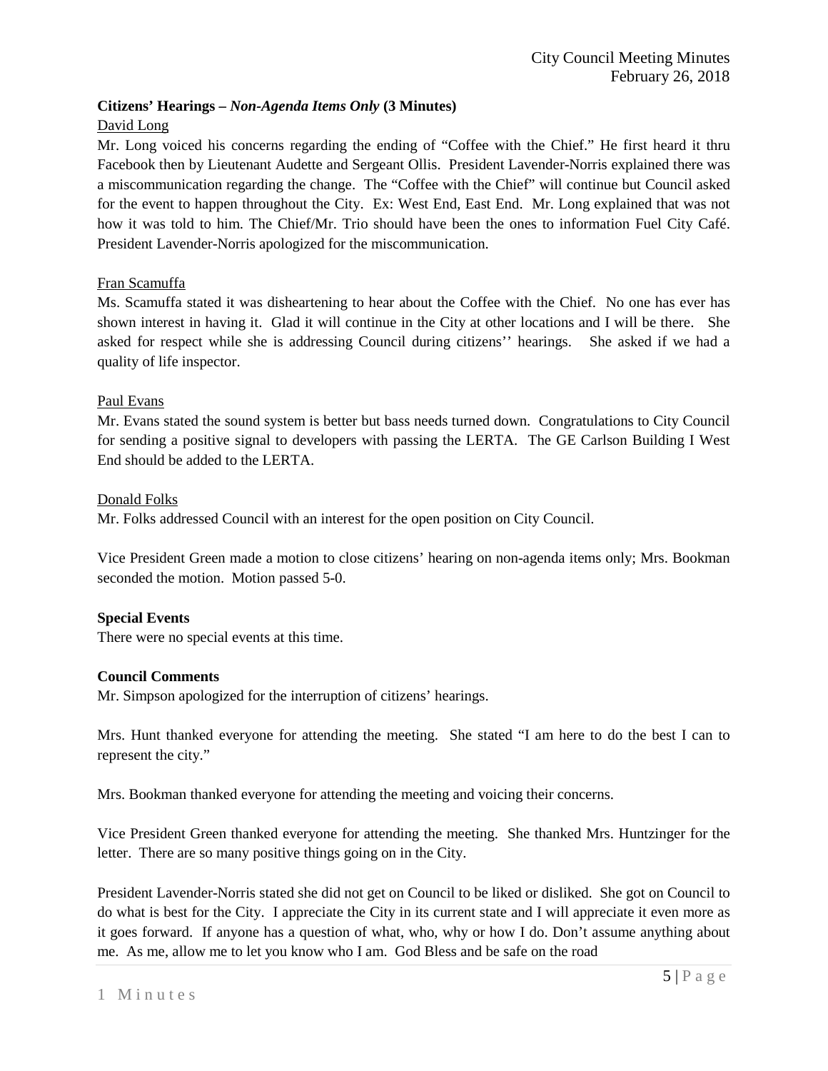**Citizens' Hearings –** ***Non-Agenda Items Only*** **(3 Minutes)**

David Long

Mr. Long voiced his concerns regarding the ending of "Coffee with the Chief." He first heard it thru Facebook then by Lieutenant Audette and Sergeant Ollis. President Lavender-Norris explained there was a miscommunication regarding the change. The "Coffee with the Chief" will continue but Council asked for the event to happen throughout the City. Ex: West End, East End. Mr. Long explained that was not how it was told to him. The Chief/Mr. Trio should have been the ones to information Fuel City Café. President Lavender-Norris apologized for the miscommunication.

Fran Scamuffa

Ms. Scamuffa stated it was disheartening to hear about the Coffee with the Chief. No one has ever has shown interest in having it. Glad it will continue in the City at other locations and I will be there. She asked for respect while she is addressing Council during citizens'' hearings. She asked if we had a quality of life inspector.

Paul Evans

Mr. Evans stated the sound system is better but bass needs turned down. Congratulations to City Council for sending a positive signal to developers with passing the LERTA. The GE Carlson Building I West End should be added to the LERTA.

Donald Folks

Mr. Folks addressed Council with an interest for the open position on City Council.

Vice President Green made a motion to close citizens' hearing on non-agenda items only; Mrs. Bookman seconded the motion. Motion passed 5-0.

**Special Events**

There were no special events at this time.

**Council Comments**

Mr. Simpson apologized for the interruption of citizens' hearings.

Mrs. Hunt thanked everyone for attending the meeting. She stated "I am here to do the best I can to represent the city."

Mrs. Bookman thanked everyone for attending the meeting and voicing their concerns.

Vice President Green thanked everyone for attending the meeting. She thanked Mrs. Huntzinger for the letter. There are so many positive things going on in the City.

President Lavender-Norris stated she did not get on Council to be liked or disliked. She got on Council to do what is best for the City. I appreciate the City in its current state and I will appreciate it even more as it goes forward. If anyone has a question of what, who, why or how I do. Don't assume anything about me. As me, allow me to let you know who I am. God Bless and be safe on the road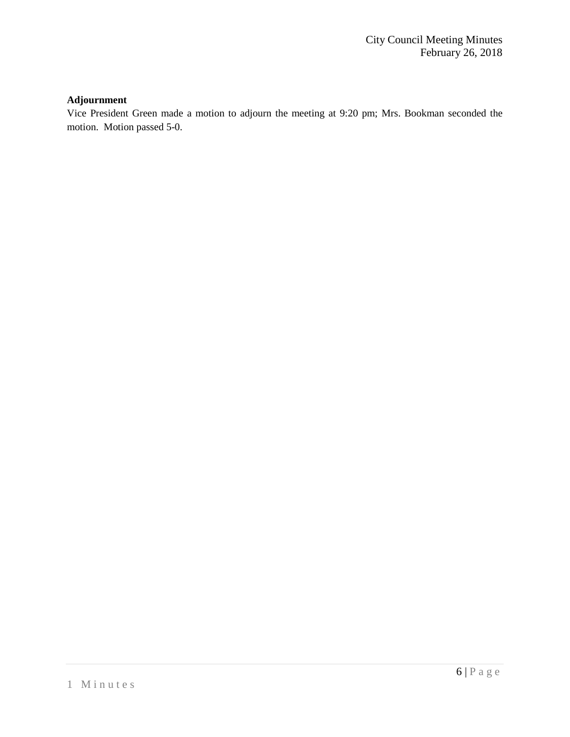**Adjournment**

Vice President Green made a motion to adjourn the meeting at 9:20 pm; Mrs. Bookman seconded the motion. Motion passed 5-0.